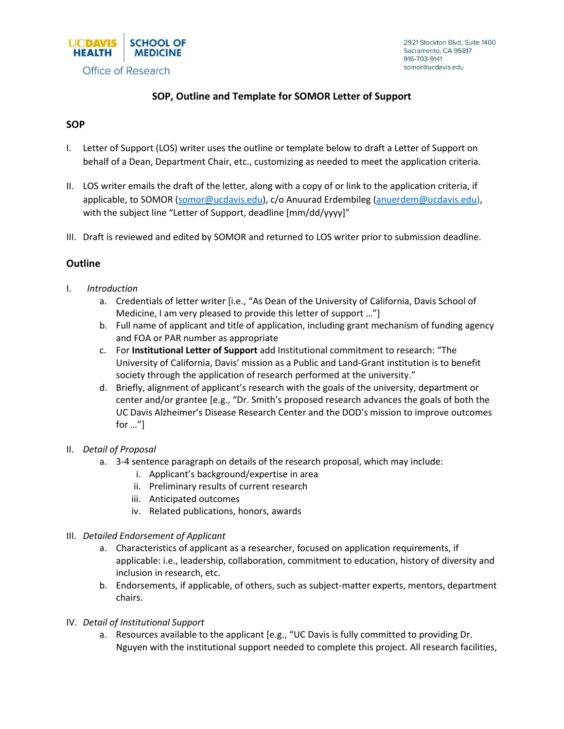UC DAVIS HEALTH | SCHOOL OF MEDICINE
Office of Research

2921 Stockton Blvd, Suite 1400
Sacramento, CA 95817
916-703-9141
somor@ucdavis.edu

# SOP, Outline and Template for SOMOR Letter of Support

## SOP

I. Letter of Support (LOS) writer uses the outline or template below to draft a Letter of Support on behalf of a Dean, Department Chair, etc., customizing as needed to meet the application criteria.

II. LOS writer emails the draft of the letter, along with a copy of or link to the application criteria, if applicable, to SOMOR (somor@ucdavis.edu), c/o Anuurad Erdembileg (anuerdem@ucdavis.edu), with the subject line "Letter of Support, deadline [mm/dd/yyyy]"

III. Draft is reviewed and edited by SOMOR and returned to LOS writer prior to submission deadline.

## Outline

I. *Introduction*
   a. Credentials of letter writer [i.e., "As Dean of the University of California, Davis School of Medicine, I am very pleased to provide this letter of support …"]
   b. Full name of applicant and title of application, including grant mechanism of funding agency and FOA or PAR number as appropriate
   c. For **Institutional Letter of Support** add Institutional commitment to research: "The University of California, Davis' mission as a Public and Land-Grant institution is to benefit society through the application of research performed at the university."
   d. Briefly, alignment of applicant's research with the goals of the university, department or center and/or grantee [e.g., "Dr. Smith's proposed research advances the goals of both the UC Davis Alzheimer's Disease Research Center and the DOD's mission to improve outcomes for …"]

II. *Detail of Proposal*
   a. 3-4 sentence paragraph on details of the research proposal, which may include:
      i. Applicant's background/expertise in area
      ii. Preliminary results of current research
      iii. Anticipated outcomes
      iv. Related publications, honors, awards

III. *Detailed Endorsement of Applicant*
   a. Characteristics of applicant as a researcher, focused on application requirements, if applicable: i.e., leadership, collaboration, commitment to education, history of diversity and inclusion in research, etc.
   b. Endorsements, if applicable, of others, such as subject-matter experts, mentors, department chairs.

IV. *Detail of Institutional Support*
   a. Resources available to the applicant [e.g., "UC Davis is fully committed to providing Dr. Nguyen with the institutional support needed to complete this project. All research facilities,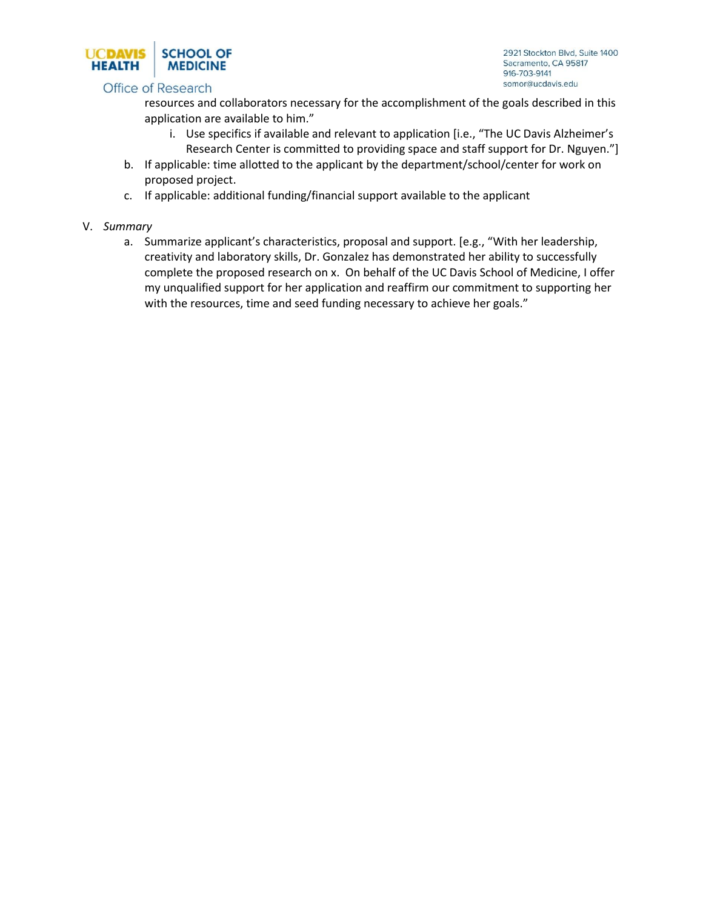resources and collaborators necessary for the accomplishment of the goals described in this application are available to him."

        i. Use specifics if available and relevant to application [i.e., "The UC Davis Alzheimer's Research Center is committed to providing space and staff support for Dr. Nguyen."]

    b. If applicable: time allotted to the applicant by the department/school/center for work on proposed project.

    c. If applicable: additional funding/financial support available to the applicant

V. *Summary*

    a. Summarize applicant's characteristics, proposal and support. [e.g., "With her leadership, creativity and laboratory skills, Dr. Gonzalez has demonstrated her ability to successfully complete the proposed research on x. On behalf of the UC Davis School of Medicine, I offer my unqualified support for her application and reaffirm our commitment to supporting her with the resources, time and seed funding necessary to achieve her goals."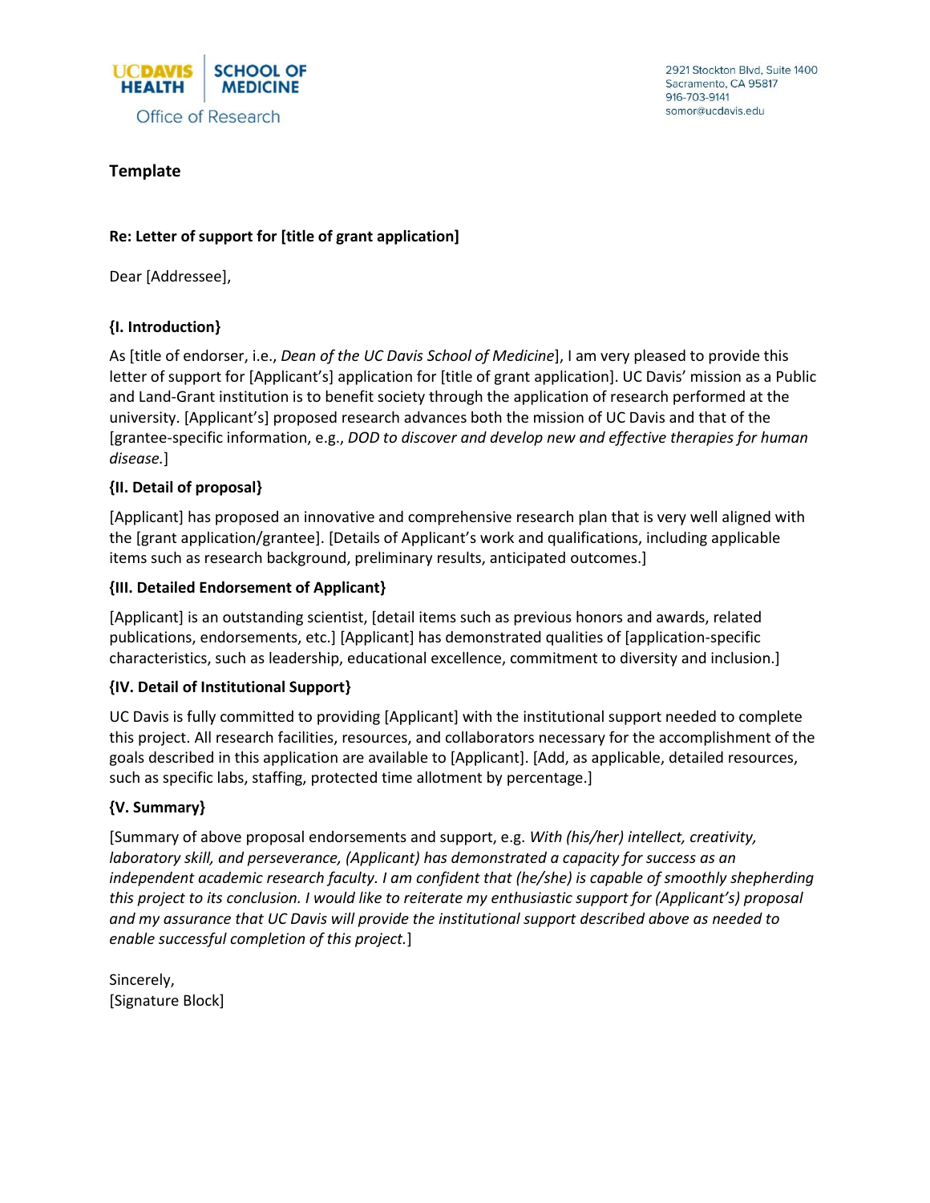UCDAVIS HEALTH | SCHOOL OF MEDICINE
Office of Research

2921 Stockton Blvd, Suite 1400
Sacramento, CA 95817
916-703-9141
somor@ucdavis.edu

**Template**

**Re: Letter of support for [title of grant application]**

Dear [Addressee],

**{I. Introduction}**

As [title of endorser, i.e., *Dean of the UC Davis School of Medicine*], I am very pleased to provide this letter of support for [Applicant's] application for [title of grant application]. UC Davis' mission as a Public and Land-Grant institution is to benefit society through the application of research performed at the university. [Applicant's] proposed research advances both the mission of UC Davis and that of the [grantee-specific information, e.g., *DOD to discover and develop new and effective therapies for human disease.*]

**{II. Detail of proposal}**

[Applicant] has proposed an innovative and comprehensive research plan that is very well aligned with the [grant application/grantee]. [Details of Applicant's work and qualifications, including applicable items such as research background, preliminary results, anticipated outcomes.]

**{III. Detailed Endorsement of Applicant}**

[Applicant] is an outstanding scientist, [detail items such as previous honors and awards, related publications, endorsements, etc.] [Applicant] has demonstrated qualities of [application-specific characteristics, such as leadership, educational excellence, commitment to diversity and inclusion.]

**{IV. Detail of Institutional Support}**

UC Davis is fully committed to providing [Applicant] with the institutional support needed to complete this project. All research facilities, resources, and collaborators necessary for the accomplishment of the goals described in this application are available to [Applicant]. [Add, as applicable, detailed resources, such as specific labs, staffing, protected time allotment by percentage.]

**{V. Summary}**

[Summary of above proposal endorsements and support, e.g. *With (his/her) intellect, creativity, laboratory skill, and perseverance, (Applicant) has demonstrated a capacity for success as an independent academic research faculty. I am confident that (he/she) is capable of smoothly shepherding this project to its conclusion. I would like to reiterate my enthusiastic support for (Applicant's) proposal and my assurance that UC Davis will provide the institutional support described above as needed to enable successful completion of this project.*]

Sincerely,
[Signature Block]